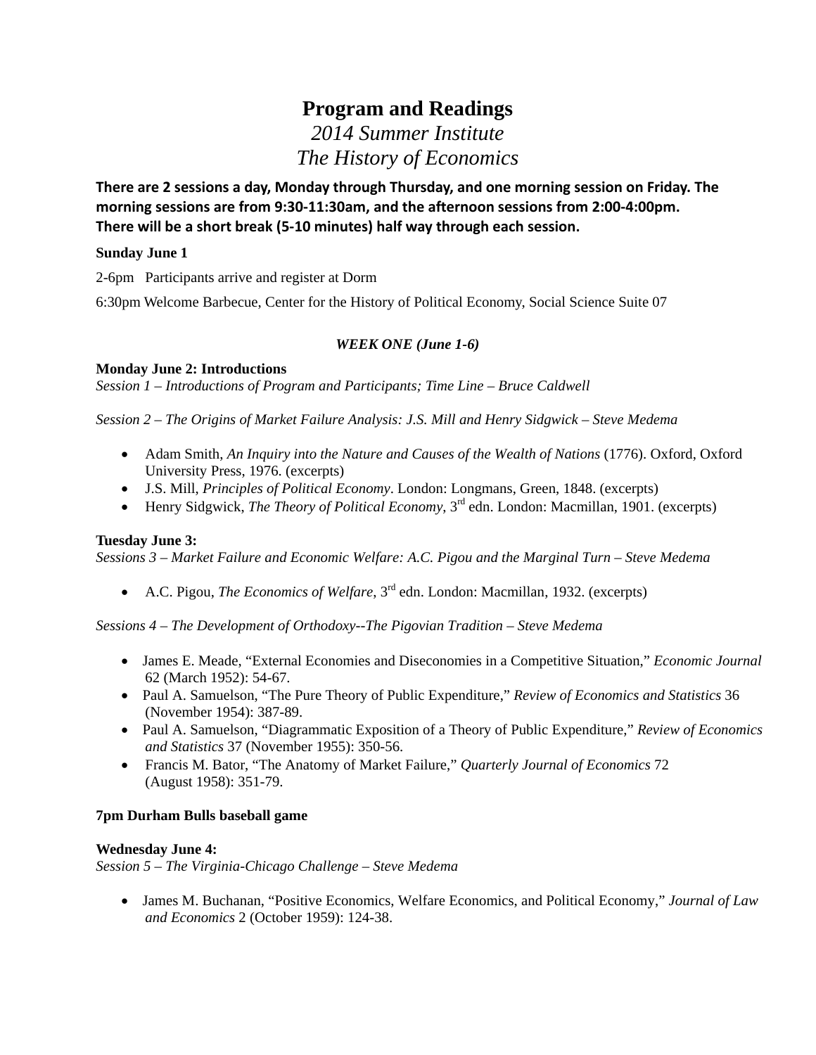# Program and Readings

## *2014 Summer Institute*
## *The History of Economics*

**There are 2 sessions a day, Monday through Thursday, and one morning session on Friday. The morning sessions are from 9:30-11:30am, and the afternoon sessions from 2:00-4:00pm. There will be a short break (5-10 minutes) half way through each session.**

**Sunday June 1**

2-6pm Participants arrive and register at Dorm

6:30pm Welcome Barbecue, Center for the History of Political Economy, Social Science Suite 07

***WEEK ONE (June 1-6)***

**Monday June 2: Introductions**
*Session 1 – Introductions of Program and Participants; Time Line – Bruce Caldwell*

*Session 2 – The Origins of Market Failure Analysis: J.S. Mill and Henry Sidgwick – Steve Medema*

- Adam Smith, *An Inquiry into the Nature and Causes of the Wealth of Nations* (1776). Oxford, Oxford University Press, 1976. (excerpts)
- J.S. Mill, *Principles of Political Economy*. London: Longmans, Green, 1848. (excerpts)
- Henry Sidgwick, *The Theory of Political Economy*, 3rd edn. London: Macmillan, 1901. (excerpts)

**Tuesday June 3:**
*Sessions 3 – Market Failure and Economic Welfare: A.C. Pigou and the Marginal Turn – Steve Medema*

- A.C. Pigou, *The Economics of Welfare*, 3rd edn. London: Macmillan, 1932. (excerpts)

*Sessions 4 – The Development of Orthodoxy--The Pigovian Tradition – Steve Medema*

- James E. Meade, "External Economies and Diseconomies in a Competitive Situation," *Economic Journal* 62 (March 1952): 54-67.
- Paul A. Samuelson, "The Pure Theory of Public Expenditure," *Review of Economics and Statistics* 36 (November 1954): 387-89.
- Paul A. Samuelson, "Diagrammatic Exposition of a Theory of Public Expenditure," *Review of Economics and Statistics* 37 (November 1955): 350-56.
- Francis M. Bator, "The Anatomy of Market Failure," *Quarterly Journal of Economics* 72 (August 1958): 351-79.

**7pm Durham Bulls baseball game**

**Wednesday June 4:**
*Session 5 – The Virginia-Chicago Challenge – Steve Medema*

- James M. Buchanan, "Positive Economics, Welfare Economics, and Political Economy," *Journal of Law and Economics* 2 (October 1959): 124-38.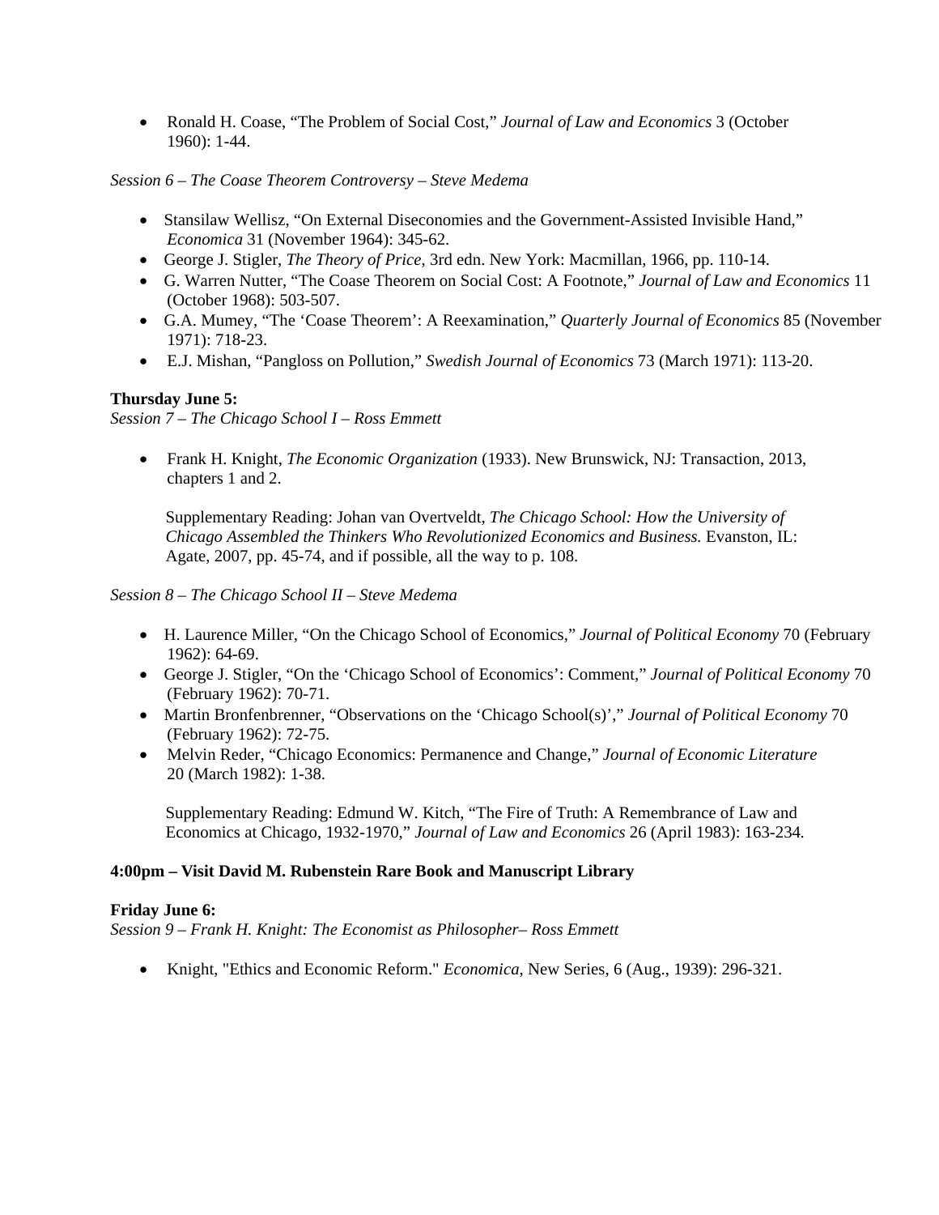- Ronald H. Coase, “The Problem of Social Cost,” *Journal of Law and Economics* 3 (October 1960): 1-44.

*Session 6 – The Coase Theorem Controversy – Steve Medema*

- Stansilaw Wellisz, “On External Diseconomies and the Government-Assisted Invisible Hand,” *Economica* 31 (November 1964): 345-62.
- George J. Stigler, *The Theory of Price*, 3rd edn. New York: Macmillan, 1966, pp. 110-14.
- G. Warren Nutter, “The Coase Theorem on Social Cost: A Footnote,” *Journal of Law and Economics* 11 (October 1968): 503-507.
- G.A. Mumey, “The ‘Coase Theorem’: A Reexamination,” *Quarterly Journal of Economics* 85 (November 1971): 718-23.
- E.J. Mishan, “Pangloss on Pollution,” *Swedish Journal of Economics* 73 (March 1971): 113-20.

**Thursday June 5:**
*Session 7 – The Chicago School I – Ross Emmett*

- Frank H. Knight, *The Economic Organization* (1933). New Brunswick, NJ: Transaction, 2013, chapters 1 and 2.

  Supplementary Reading: Johan van Overtveldt, *The Chicago School: How the University of Chicago Assembled the Thinkers Who Revolutionized Economics and Business.* Evanston, IL: Agate, 2007, pp. 45-74, and if possible, all the way to p. 108.

*Session 8 – The Chicago School II – Steve Medema*

- H. Laurence Miller, “On the Chicago School of Economics,” *Journal of Political Economy* 70 (February 1962): 64-69.
- George J. Stigler, “On the ‘Chicago School of Economics’: Comment,” *Journal of Political Economy* 70 (February 1962): 70-71.
- Martin Bronfenbrenner, “Observations on the ‘Chicago School(s)’,” *Journal of Political Economy* 70 (February 1962): 72-75.
- Melvin Reder, “Chicago Economics: Permanence and Change,” *Journal of Economic Literature* 20 (March 1982): 1-38.

  Supplementary Reading: Edmund W. Kitch, “The Fire of Truth: A Remembrance of Law and Economics at Chicago, 1932-1970,” *Journal of Law and Economics* 26 (April 1983): 163-234.

**4:00pm – Visit David M. Rubenstein Rare Book and Manuscript Library**

**Friday June 6:**
*Session 9 – Frank H. Knight: The Economist as Philosopher– Ross Emmett*

- Knight, "Ethics and Economic Reform." *Economica*, New Series, 6 (Aug., 1939): 296-321.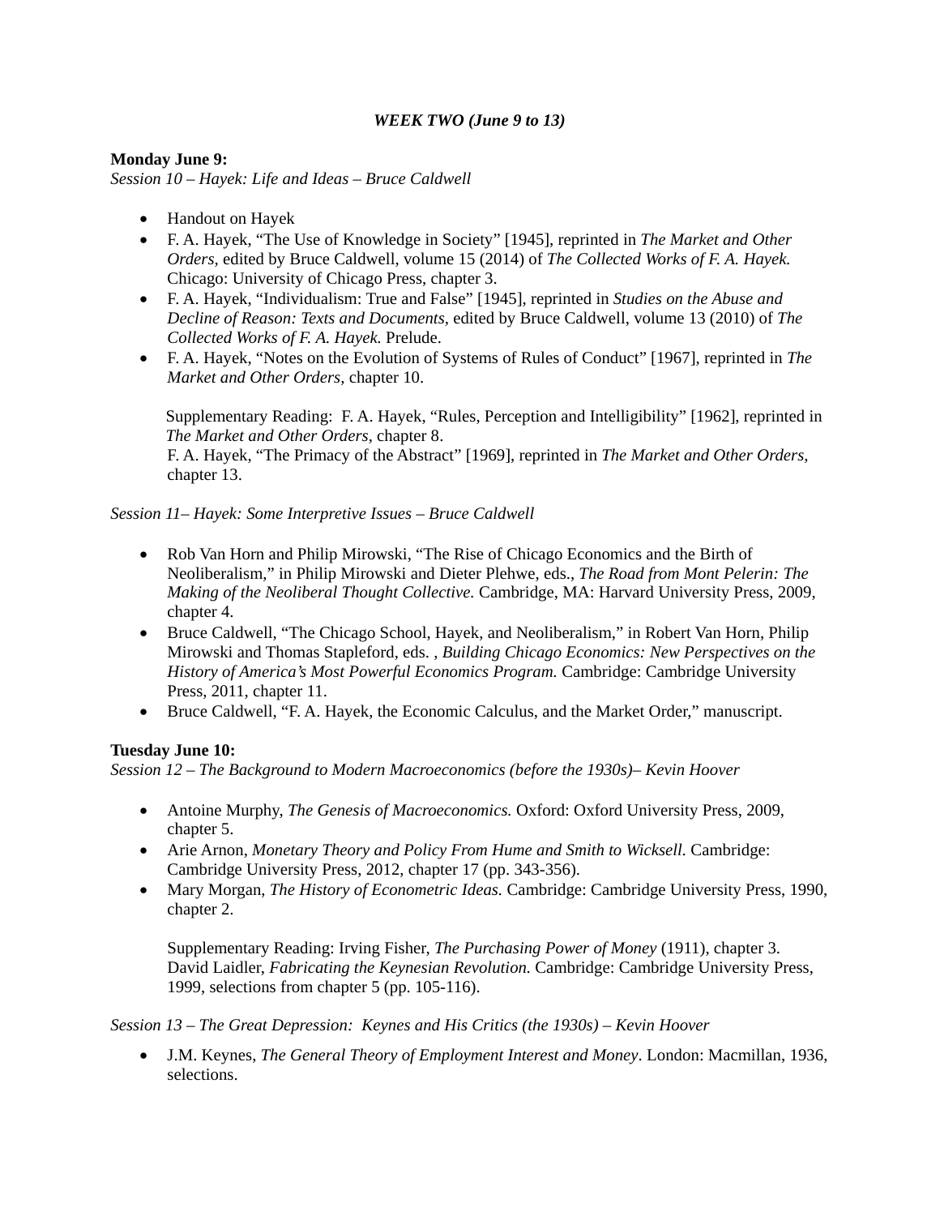### *WEEK TWO (June 9 to 13)*

**Monday June 9:**
*Session 10 – Hayek: Life and Ideas – Bruce Caldwell*

- Handout on Hayek
- F. A. Hayek, "The Use of Knowledge in Society" [1945], reprinted in *The Market and Other Orders,* edited by Bruce Caldwell, volume 15 (2014) of *The Collected Works of F. A. Hayek.* Chicago: University of Chicago Press, chapter 3.
- F. A. Hayek, "Individualism: True and False" [1945], reprinted in *Studies on the Abuse and Decline of Reason: Texts and Documents,* edited by Bruce Caldwell, volume 13 (2010) of *The Collected Works of F. A. Hayek.* Prelude.
- F. A. Hayek, "Notes on the Evolution of Systems of Rules of Conduct" [1967], reprinted in *The Market and Other Orders,* chapter 10.

  Supplementary Reading: F. A. Hayek, "Rules, Perception and Intelligibility" [1962], reprinted in *The Market and Other Orders*, chapter 8.
  F. A. Hayek, "The Primacy of the Abstract" [1969], reprinted in *The Market and Other Orders,* chapter 13.

*Session 11– Hayek: Some Interpretive Issues – Bruce Caldwell*

- Rob Van Horn and Philip Mirowski, "The Rise of Chicago Economics and the Birth of Neoliberalism," in Philip Mirowski and Dieter Plehwe, eds., *The Road from Mont Pelerin: The Making of the Neoliberal Thought Collective.* Cambridge, MA: Harvard University Press, 2009, chapter 4.
- Bruce Caldwell, "The Chicago School, Hayek, and Neoliberalism," in Robert Van Horn, Philip Mirowski and Thomas Stapleford, eds. , *Building Chicago Economics: New Perspectives on the History of America's Most Powerful Economics Program.* Cambridge: Cambridge University Press, 2011, chapter 11.
- Bruce Caldwell, "F. A. Hayek, the Economic Calculus, and the Market Order," manuscript.

**Tuesday June 10:**
*Session 12 – The Background to Modern Macroeconomics (before the 1930s)– Kevin Hoover*

- Antoine Murphy, *The Genesis of Macroeconomics.* Oxford: Oxford University Press, 2009, chapter 5.
- Arie Arnon, *Monetary Theory and Policy From Hume and Smith to Wicksell.* Cambridge: Cambridge University Press, 2012, chapter 17 (pp. 343-356).
- Mary Morgan, *The History of Econometric Ideas.* Cambridge: Cambridge University Press, 1990, chapter 2.

  Supplementary Reading: Irving Fisher, *The Purchasing Power of Money* (1911), chapter 3.
  David Laidler, *Fabricating the Keynesian Revolution.* Cambridge: Cambridge University Press, 1999, selections from chapter 5 (pp. 105-116).

*Session 13 – The Great Depression: Keynes and His Critics (the 1930s) – Kevin Hoover*

- J.M. Keynes, *The General Theory of Employment Interest and Money*. London: Macmillan, 1936, selections.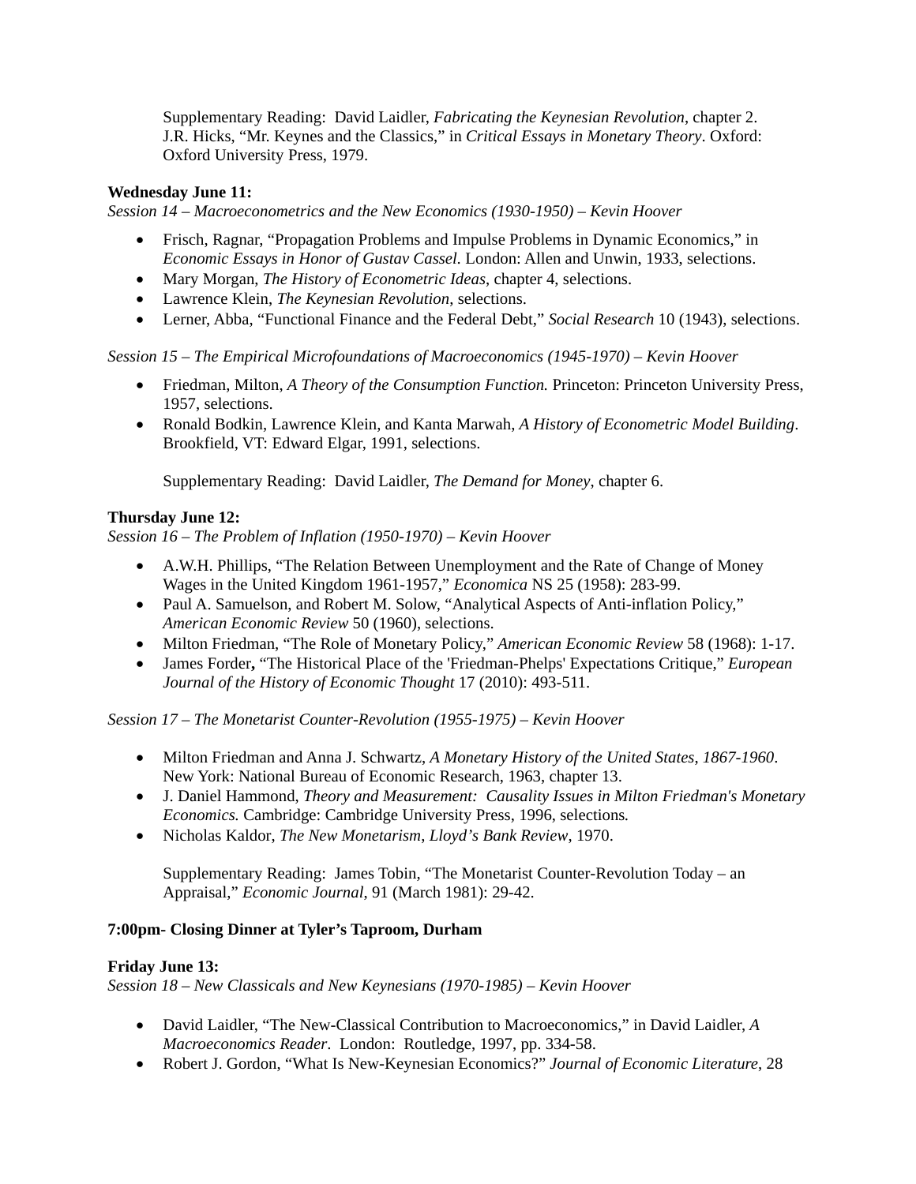Supplementary Reading: David Laidler, *Fabricating the Keynesian Revolution*, chapter 2. J.R. Hicks, "Mr. Keynes and the Classics," in *Critical Essays in Monetary Theory*. Oxford: Oxford University Press, 1979.

**Wednesday June 11:**
*Session 14 – Macroeconometrics and the New Economics (1930-1950) – Kevin Hoover*

- Frisch, Ragnar, "Propagation Problems and Impulse Problems in Dynamic Economics," in *Economic Essays in Honor of Gustav Cassel.* London: Allen and Unwin, 1933, selections.
- Mary Morgan, *The History of Econometric Ideas*, chapter 4, selections.
- Lawrence Klein, *The Keynesian Revolution*, selections.
- Lerner, Abba, "Functional Finance and the Federal Debt," *Social Research* 10 (1943), selections.

*Session 15 – The Empirical Microfoundations of Macroeconomics (1945-1970) – Kevin Hoover*

- Friedman, Milton, *A Theory of the Consumption Function.* Princeton: Princeton University Press, 1957, selections.
- Ronald Bodkin, Lawrence Klein, and Kanta Marwah, *A History of Econometric Model Building*. Brookfield, VT: Edward Elgar, 1991, selections.

  Supplementary Reading: David Laidler, *The Demand for Money*, chapter 6.

**Thursday June 12:**
*Session 16 – The Problem of Inflation (1950-1970) – Kevin Hoover*

- A.W.H. Phillips, "The Relation Between Unemployment and the Rate of Change of Money Wages in the United Kingdom 1961-1957," *Economica* NS 25 (1958): 283-99.
- Paul A. Samuelson, and Robert M. Solow, "Analytical Aspects of Anti-inflation Policy," *American Economic Review* 50 (1960), selections.
- Milton Friedman, "The Role of Monetary Policy," *American Economic Review* 58 (1968): 1-17.
- James Forder**,** "The Historical Place of the 'Friedman-Phelps' Expectations Critique," *European Journal of the History of Economic Thought* 17 (2010): 493-511.

*Session 17 – The Monetarist Counter-Revolution (1955-1975) – Kevin Hoover*

- Milton Friedman and Anna J. Schwartz, *A Monetary History of the United States, 1867-1960*. New York: National Bureau of Economic Research, 1963, chapter 13.
- J. Daniel Hammond, *Theory and Measurement: Causality Issues in Milton Friedman's Monetary Economics.* Cambridge: Cambridge University Press, 1996, selections*.*
- Nicholas Kaldor, *The New Monetarism*, *Lloyd's Bank Review*, 1970.

  Supplementary Reading: James Tobin, "The Monetarist Counter-Revolution Today – an Appraisal," *Economic Journal*, 91 (March 1981): 29-42.

**7:00pm- Closing Dinner at Tyler's Taproom, Durham**

**Friday June 13:**
*Session 18 – New Classicals and New Keynesians (1970-1985) – Kevin Hoover*

- David Laidler, "The New-Classical Contribution to Macroeconomics," in David Laidler, *A Macroeconomics Reader*. London: Routledge, 1997, pp. 334-58.
- Robert J. Gordon, "What Is New-Keynesian Economics?" *Journal of Economic Literature*, 28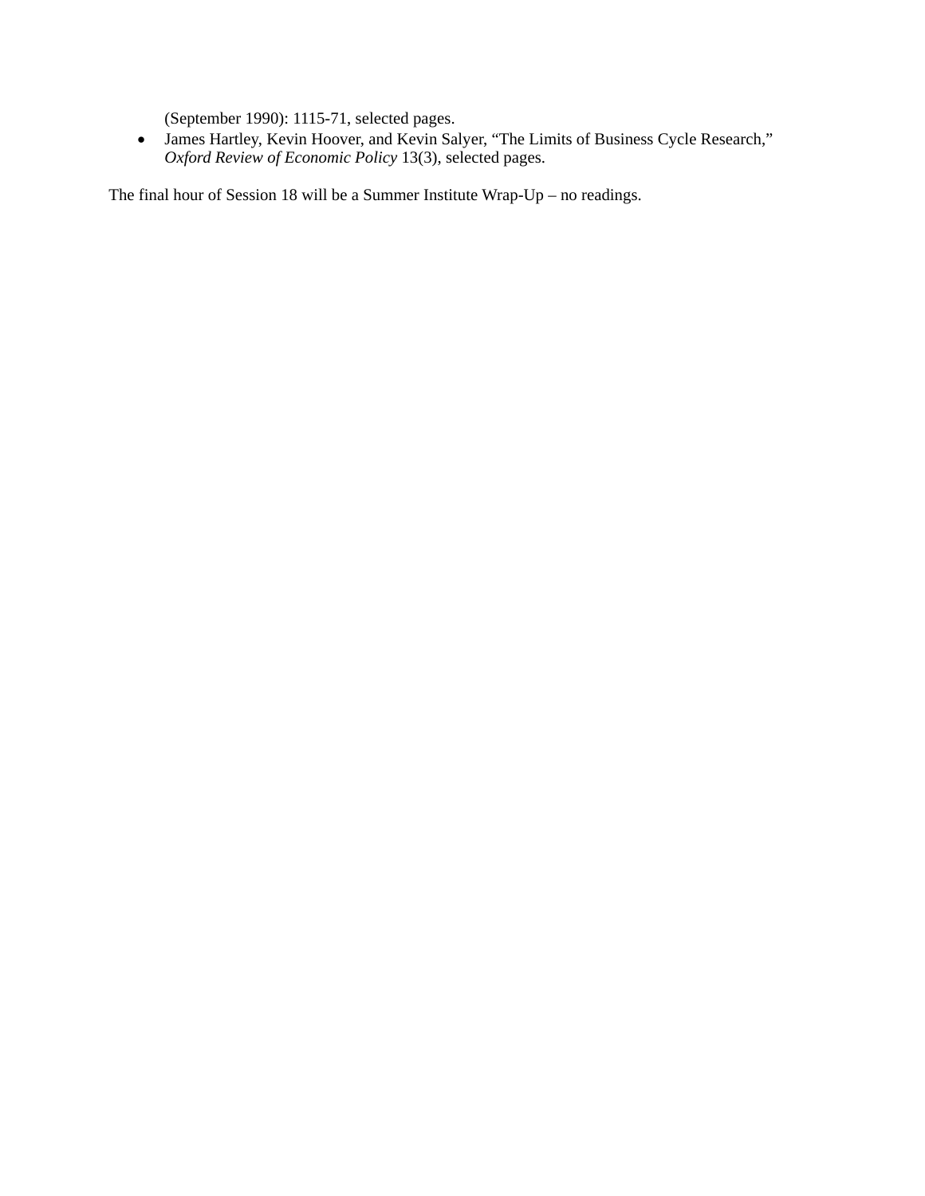(September 1990): 1115-71, selected pages.

- James Hartley, Kevin Hoover, and Kevin Salyer, "The Limits of Business Cycle Research," *Oxford Review of Economic Policy* 13(3), selected pages.

The final hour of Session 18 will be a Summer Institute Wrap-Up – no readings.